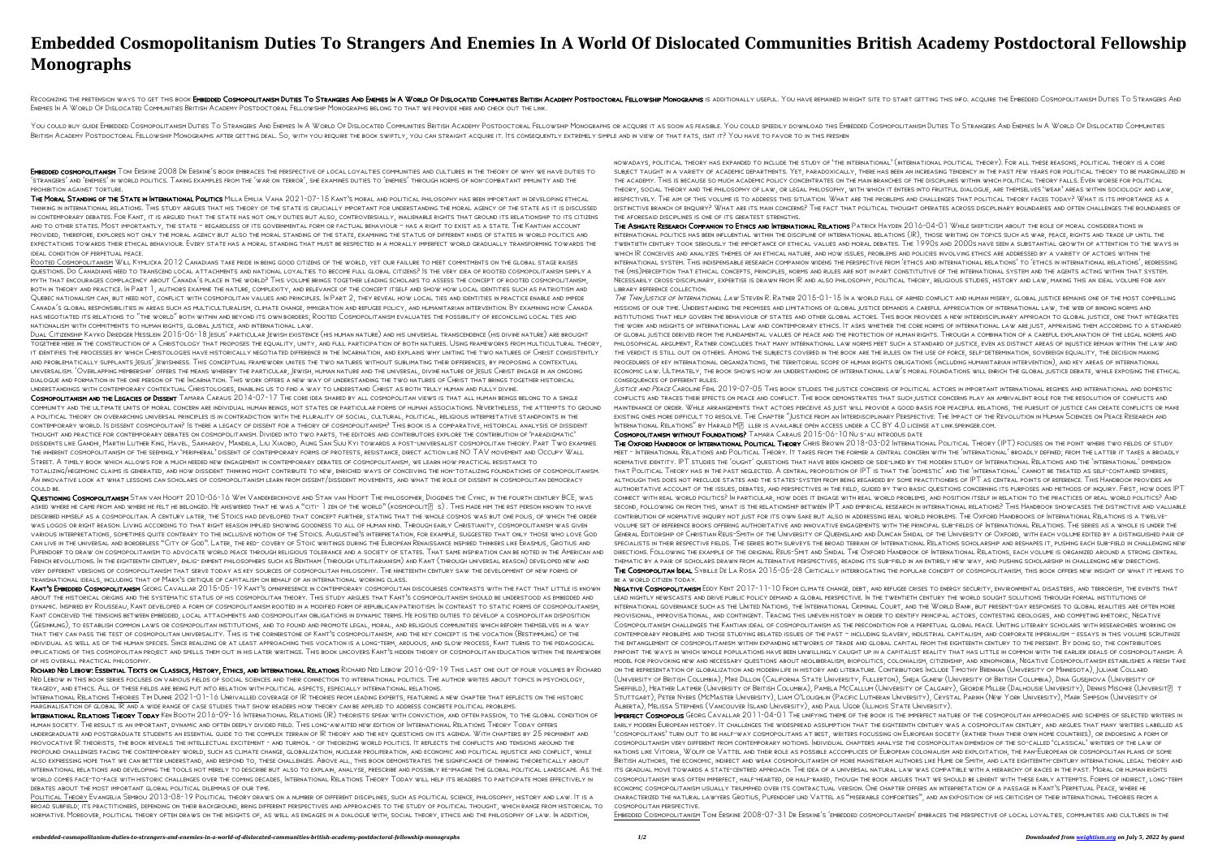# Embedded Cosmopolitanism Duties To Strangers And Enemies In A World Of Dislocated Communities British Academy Postdoctoral Fellowship Monographs

Recognizing the pretension ways to get this book **Embedded Cosmopolitanism Duties To Strangers And Enemies In A World Of Dislocated Communities British Academy Postdoctoral Fellowship Monographs** is additionally useful. You have remained in right site to start getting this info. acquire the Embedded Cosmopolitanism Duties To Strangers And Enemies In A World Of Dislocated Communities British Academy Postdoctoral Fellowship Monographs belong to that we provide here and check out the link.

You could buy guide Embedded Cosmopolitanism Duties To Strangers And Enemies In A World Of Dislocated Communities British Academy Postdoctoral Fellowship Monographs or acquire it as soon as feasible. You could speedily download this Embedded Cosmopolitanism Duties To Strangers And Enemies In A World Of Dislocated Communities British Academy Postdoctoral Fellowship Monographs after getting deal. So, with you require the book swiftly, you can straight acquire it. Its consequently extremely simple and in view of that fats, isnt it? You have to favor to in this freshen

**Embedded cosmopolitanism** Toni Erskine 2008 Dr Erskine's book embraces the perspective of local loyalties communities and cultures in the theory of why we have duties to 'strangers' and 'enemies' in world politics. Taking examples from the 'war on terror', she examines duties to 'enemies' through norms of non-combatant immunity and the prohibition against torture.

**The Moral Standing of the State in International Politics** Milla Emilia Vaha 2021-07-15 Kant's moral and political philosophy has been important in developing ethical thinking in international relations. This study argues that his theory of the state is crucially important for understanding the moral agency of the state as it is discussed in contemporary debates. For Kant, it is argued that the state has not only duties but also, controversially, inalienable rights that ground its relationship to its citizens and to other states. Most importantly, the state – regardless of its governmental form or factual behaviour – has a right to exist as a state. The Kantian account provided, therefore, explores not only the moral agency but also the moral standing of the state, examining the status of different kinds of states in world politics and expectations towards their ethical behaviour. Every state has a moral standing that must be respected in a morally imperfect world gradually transforming towards the ideal condition of perpetual peace.

Rooted Cosmopolitanism Will Kymlicka 2012 Canadians take pride in being good citizens of the world, yet our failure to meet commitments on the global stage raises questions. Do Canadians need to transcend local attachments and national loyalties to become full global citizens? Is the very idea of rooted cosmopolitanism simply a myth that encourages complacency about Canada's place in the world? This volume brings together leading scholars to assess the concept of rooted cosmopolitanism, both in theory and practice. In Part 1, authors examine the nature, complexity, and relevance of the concept itself and show how local identities such as patriotism and Quebec nationalism can, but need not, conflict with cosmopolitan values and principles. In Part 2, they reveal how local ties and identities in practice enable and impede Canada's global responsibilities in areas such as multiculturalism, climate change, immigration and refugee policy, and humanitarian intervention. By examining how Canada has negotiated its relations to "the world" both within and beyond its own borders, Rooted Cosmopolitanism evaluates the possibility of reconciling local ties and nationalism with commitments to human rights, global justice, and international law.

Dual Citizenship Kayko Driedger Hesslein 2015-06-18 Jesus' particular Jewish existence (his human nature) and his universal transcendence (his divine nature) are brought together here in the construction of a Christology that proposes the equality, unity, and full participation of both natures. Using frameworks from multicultural theory, it identifies the processes by which Christologies have historically negotiated difference in the Incarnation, and explains why uniting the two natures of Christ consistently and problematically supplants Jesus' Jewishness. This conceptual framework unites the two natures without sublimating their differences, by proposing a contextual universalism. 'Overlapping membership' offers the means whereby the particular, Jewish, human nature and the universal, divine nature of Jesus Christ engage in an ongoing dialogue and formation in the one person of the Incarnation. This work offers a new way of understanding the two natures of Christ that brings together historical understandings with contemporary contextual Christologies, enabling us to find a way to understand Christ as both truly human and fully divine.

**Cosmopolitanism and the Legacies of Dissent** Tamara Caraus 2014-07-17 The core idea shared by all cosmopolitan views is that all human beings belong to a single community and the ultimate units of moral concern are individual human beings, not states or particular forms of human associations. Nevertheless, the attempts to ground a political theory on overarching universal principles is in contradiction with the plurality of social, cultural, political, religious interpretative standpoints in the contemporary world. Is dissent cosmopolitan? Is there a legacy of dissent for a theory of cosmopolitanism? This book is a comparative, historical analysis of dissident thought and practice for contemporary debates on cosmopolitanism. Divided into two parts, the editors and contributors explore the contribution of 'paradigmatic' dissidents like Gandhi, Martin Luther King, Havel, Sakharov, Mandela, Liu Xiaobo, Aung San Suu Kyi towards a post-universalist cosmopolitan theory. Part Two examines the inherent cosmopolitanism of the seemingly 'peripheral' dissent of contemporary forms of protests, resistance, direct action like NO TAV movement and Occupy Wall Street. A timely book which allows for a much needed new engagement in contemporary debates of cosmopolitanism, we learn how practical resistance to totalizing/hegemonic claims is generated, and how dissident thinking might contribute to new, enriched ways of conceiving the non-totalizing foundations of cosmopolitanism. An innovative look at what lessons can scholars of cosmopolitanism learn from dissent/dissident movements, and what the role of dissent in cosmopolitan democracy could be.

**Questioning Cosmopolitanism** Stan van Hooft 2010-06-16 Wim Vandekerckhove and Stan van Hooft The philosopher, Diogenes the Cynic, in the fourth century BCE, was asked where he came from and where he felt he belonged. He answered that he was a "citi- 1 zen of the world" (kosmopolit? s). This made him the first person known to have described himself as a cosmopolitan. A century later, the Stoics had developed that concept further, stating that the whole cosmos was but one polis, of which the order was logos or right reason. Living according to that right reason implied showing goodness to all of human kind. Through early Christianity, cosmopolitanism was given various interpretations, sometimes quite contrary to the inclusive notion of the Stoics. Augustine's interpretation, for example, suggested that only those who love God can live in the universal and borderless "City of God". Later, the redi- covery of Stoic writings during the European Renaissance inspired thinkers like Erasmus, Grotius and Pufendorf to draw on cosmopolitanism to advocate world peace through religious tolerance and a society of states. That same inspiration can be noted in the American and French revolutions. In the eighteenth century, enlig- enment philosophers such as Bentham (through utilitarianism) and Kant (through universal reason) developed new and very different versions of cosmopolitanism that serve today as key sources of cosmopolitan philosophy. The nineteenth century saw the development of new forms of transnational ideals, including that of Marx's critique of capitalism on behalf of an international working class.

**Kant's Embedded Cosmopolitanism** Georg Cavallar 2015-05-19 Kant's omnipresence in contemporary cosmopolitan discourses contrasts with the fact that little is known about the historical origins and the systematic status of his cosmopolitan theory. This study argues that Kant's cosmopolitanism should be understood as embedded and dynamic. Inspired by Rousseau, Kant developed a form of cosmopolitanism rooted in a modified form of republican patriotism. In contrast to static forms of cosmopolitanism, Kant conceived the tensions between embedded, local attachments and cosmopolitan obligations in dynamic terms. He posited duties to develop a cosmopolitan disposition (Gesinnung), to establish common laws or cosmopolitan institutions, and to found and promote legal, moral, and religious communities which reform themselves in a way that they can pass the test of cosmopolitan universality. This is the cornerstone of Kant's cosmopolitanism, and the key concept is the vocation (Bestimmung) of the individual as well as of the human species. Since realizing or at least approaching this vocation is a long-term, arduous, and slow process, Kant turns to the pedagogical implications of this cosmopolitan project and spells them out in his later writings. This book uncovers Kant's hidden theory of cosmopolitan education within the framework of his overall practical philosophy.

**Richard Ned Lebow: Essential Texts on Classics, History, Ethics, and International Relations** Richard Ned Lebow 2016-09-19 This last one out of four volumes by Richard Ned Lebow in this book series focuses on various fields of social sciences and their connection to international politics. The author writes about topics in psychology, tragedy, and ethics. All of these fields are being put into relation with political aspects, especially international relations.

International Relations Theories Tim Dunne 2021-01-16 Unrivalled coverage of IR theories from leading experts, featuring a new chapter that reflects on the historic marginalisation of global IR and a wide range of case studies that show readers how theory can be applied to address concrete political problems.

**International Relations Theory Today** Ken Booth 2016-09-16 International Relations (IR) theorists speak with conviction, and often passion, to the global condition of human society. The result is an important, dynamic and often deeply divided field. This long-awaited new edition of International Relations Theory Today offers undergraduate and postgraduate students an essential guide to the complex terrain of IR theory and the key questions on its agenda. With chapters by 25 prominent and provocative IR theorists, the book reveals the intellectual excitement – and turmoil – of theorizing world politics. It reflects the conflicts and tensions around the profound challenges facing the contemporary world, such as climate change, globalization, nuclear proliferation, and economic and political injustice and conflict, while also expressing hope that we can better understand, and respond to, these challenges. Above all, this book demonstrates the significance of thinking theoretically about international relations and developing the tools not merely to describe but also to explain, analyse, prescribe and possibly re-imagine the global political landscape. As the world comes face-to-face with historic challenges over the coming decades, International Relations Theory Today will help its readers to participate more effectively in debates about the most important global political dilemmas of our time.

Political Theory Evangelia Sembou 2013-08-19 Political theory draws on a number of different disciplines, such as political science, philosophy, history and law. It is a broad subfield; its practitioners, depending on their background, bring different perspectives and approaches to the study of political thought, which range from historical to normative. Moreover, political theory often draws on the insights of, as well as engages in a dialogue with, social theory, ethics and the philosophy of law. In addition, nowadays, political theory has expanded to include the study of 'the international' (international political theory). For all these reasons, political theory is a core subject taught in a variety of academic departments. Yet, paradoxically, there has been an increasing tendency in the past few years for political theory to be marginalized in the academy. This is because so much academic policy concentrates on the main branches of the disciplines within which political theory falls. Even worse for political theory, social theory and the philosophy of law, or legal philosophy, with which it enters into fruitful dialogue, are themselves 'weak' areas within sociology and law, respectively. The aim of this volume is to address this situation. What are the problems and challenges that political theory faces today? What is its importance as a distinctive branch of enquiry? What are its main concerns? The fact that political thought operates across disciplinary boundaries and often challenges the boundaries of the aforesaid disciplines is one of its greatest strengths.

**The Ashgate Research Companion to Ethics and International Relations** Patrick Hayden 2016-04-01 While skepticism about the role of moral considerations in international politics has been influential within the discipline of international relations (IR), those writing on topics such as war, peace, rights and trade up until the twentieth century took seriously the importance of ethical values and moral debates. The 1990s and 2000s have seen a substantial growth of attention to the ways in which IR conceives and analyzes themes of an ethical nature, and how issues, problems and policies involving ethics are addressed by a variety of actors within the international system. This indispensable research companion widens the perspective from 'ethics and international relations' to 'ethics in international relations', redressing the (mis)perception that ethical concepts, principles, norms and rules are not in part constitutive of the international system and the agents acting within that system. Necessarily cross-disciplinary, expertise is drawn from IR and also philosophy, political theory, religious studies, history and law, making this an ideal volume for any library reference collection.

*The Thin Justice of International Law* Steven R. Ratner 2015-01-15 In a world full of armed conflict and human misery, global justice remains one of the most compelling missions of our time. Understanding the promises and limitations of global justice demands a careful appreciation of international law, the web of binding norms and institutions that help govern the behaviour of states and other global actors. This book provides a new interdisciplinary approach to global justice, one that integrates the work and insights of international law and contemporary ethics. It asks whether the core norms of international law are just, appraising them according to a standard of global justice derived from the fundamental values of peace and the protection of human rights. Through a combination of a careful explanation of the legal norms and philosophical argument, Ratner concludes that many international law norms meet such a standard of justice, even as distinct areas of injustice remain within the law and the verdict is still out on others. Among the subjects covered in the book are the rules on the use of force, self-determination, sovereign equality, the decision making procedures of key international organizations, the territorial scope of human rights obligations (including humanitarian intervention), and key areas of international economic law. Ultimately, the book shows how an understanding of international law's moral foundations will enrich the global justice debate, while exposing the ethical consequences of different rules.

*Justice and Peace* Caroline Fehl 2019-07-05 This book studies the justice concerns of political actors in important international regimes and international and domestic conflicts and traces their effects on peace and conflict. The book demonstrates that such justice concerns play an ambivalent role for the resolution of conflicts and maintenance of order. While arrangements that actors perceive as just will provide a good basis for peaceful relations, the pursuit of justice can create conflicts or make existing ones more difficult to resolve. The Chapter "Justice from an Interdisciplinary Perspective: The Impact of the Revolution in Human Sciences on Peace Research and International Relations" by Harald M? ller is available open access under a CC BY 4.0 license at link.springer.com.

**Cosmopolitanism without Foundations?** Tamara Caraus 2015-06-10 Nu s-au introdus date

**The Oxford Handbook of International Political Theory** Chris Brown 2018-03-02 International Political Theory (IPT) focuses on the point where two fields of study meet - International Relations and Political Theory. It takes from the former a central concern with the 'international' broadly defined; from the latter it takes a broadly normative identity. IPT studies the 'ought' questions that have been ignored or side-lined by the modern study of International Relations and the 'international' dimension that Political Theory has in the past neglected. A central proposition of IPT is that the 'domestic' and the 'international' cannot be treated as self-contained spheres, although this does not preclude states and the states-system from being regarded by some practitioners of IPT as central points of reference. This Handbook provides an authoritative account of the issues, debates, and perspectives in the field, guided by two basic questions concerning its purposes and methods of inquiry. First, how does IPT connect with real world politics? In particular, how does it engage with real world problems, and position itself in relation to the practices of real world politics? And second, following on from this, what is the relationship between IPT and empirical research in international relations? This Handbook showcases the distinctive and valuable contribution of normative inquiry not just for its own sake but also in addressing real world problems. The Oxford Handbooks of International Relations is a twelve-volume set of reference books offering authoritative and innovative engagements with the principal sub-fields of International Relations. The series as a whole is under the General Editorship of Christian Reus-Smith of the University of Queensland and Duncan Snidal of the University of Oxford, with each volume edited by a distinguished pair of specialists in their respective fields. The series both surveys the broad terrain of International Relations scholarship and reshapes it, pushing each sub-field in challenging new directions. Following the example of the original Reus-Smit and Snidal The Oxford Handbook of International Relations, each volume is organized around a strong central thematic by a pair of scholars drawn from alternative perspectives, reading its sub-field in an entirely new way, and pushing scholarship in challenging new directions.

**The Cosmopolitan Ideal** Sybille De La Rosa 2015-05-28 Critically interrogating the popular concept of cosmopolitanism, this book offers new insight of what it means to be a world citizen today.

**Negative Cosmopolitanism** Eddy Kent 2017-11-10 From climate change, debt, and refugee crises to energy security, environmental disasters, and terrorism, the events that lead nightly newscasts and drive public policy demand a global perspective. In the twentieth century the world sought solutions through formal institutions of international governance such as the United Nations, the International Criminal Court, and the World Bank, but present-day responses to global realities are often more provisional, improvisational, and contingent. Tracing this uneven history in order to identify principal actors, contesting ideologies, and competing rhetoric, Negative Cosmopolitanism challenges the Kantian ideal of cosmopolitanism as the precondition for a perpetual global peace. Uniting literary scholars with researchers working on contemporary problems and those studying related issues of the past – including slavery, industrial capitalism, and corporate imperialism – essays in this volume scrutinize the entanglement of cosmopolitanism within expanding networks of trade and global capital from the eighteenth century to the present. By doing so, the contributors pinpoint the ways in which whole populations have been unwillingly caught up in a capitalist reality that has little in common with the earlier ideals of cosmopolitanism. A model for provoking new and necessary questions about neoliberalism, biopolitics, colonialism, citizenship, and xenophobia, Negative Cosmopolitanism establishes a fresh take on the representation of globalization and modern life in history and literature. Contributors include Timothy Brennan (University of Minnesota), Juliane Collard (University of British Columbia), Mike Dillon (California State University, Fullerton), Sneja Gunew (University of British Columbia), Dina Gusejnova (University of Sheffield), Heather Latimer (University of British Columbia), Pamela McCallum (University of Calgary), Geordie Miller (Dalhousie University), Dennis Mischke (Universit? t Stuttgart), Peter Nyers (McMaster University), Liam O'Loughlin (Pacific Lutheran University), Crystal Parikh (New York University), Mark Simpson (University of Alberta), Melissa Stephens (Vancouver Island University), and Paul Ugor (Illinois State University).

**Imperfect Cosmopolis** Georg Cavallar 2011-04-01 The unifying theme of the book is the imperfect nature of the cosmopolitan approaches and schemes of selected writers in early modern European history. It challenges the widespread assumption that the eighteenth century was a cosmopolitan century, and argues that many writers labelled as 'cosmopolitans' turn out to be half-way cosmopolitans at best, writers focussing on European society (rather than their own home countries), or endorsing a form of cosmopolitanism very different from contemporary notions. Individual chapters analyse the cosmopolitan dimension of the so-called 'classical' writers of the law of nations like Vitoria, Wolff or Vattel and their role as possible accomplices of European colonialism and exploitation, the pan-European or cosmopolitan plans of some British authors, the economic, indirect and weak cosmopolitanism of more mainstream authors like Hume or Smith, and late eighteenth-century international legal theory and its gradual move towards a state-centred approach. The idea of a universal natural law was compatible with a hierarchy of races in the past. Moral or human rights cosmopolitanism was often imperfect, half-hearted, or half-baked, though the book argues that we should be lenient with these early attempts. Forms of indirect, long-term economic cosmopolitanism usually triumphed over its contractual version. One chapter offers an interpretation of a passage in Kant's Perpetual Peace, where he characterized the natural lawyers Grotius, Pufendorf und Vattel as "miserable comforters", and an exposition of his criticism of their international theories from a cosmopolitan perspective.

Embedded Cosmopolitanism Toni Erskine 2008-07-31 Dr Erskine's 'embedded cosmopolitanism' embraces the perspective of local loyalties, communities and cultures in the